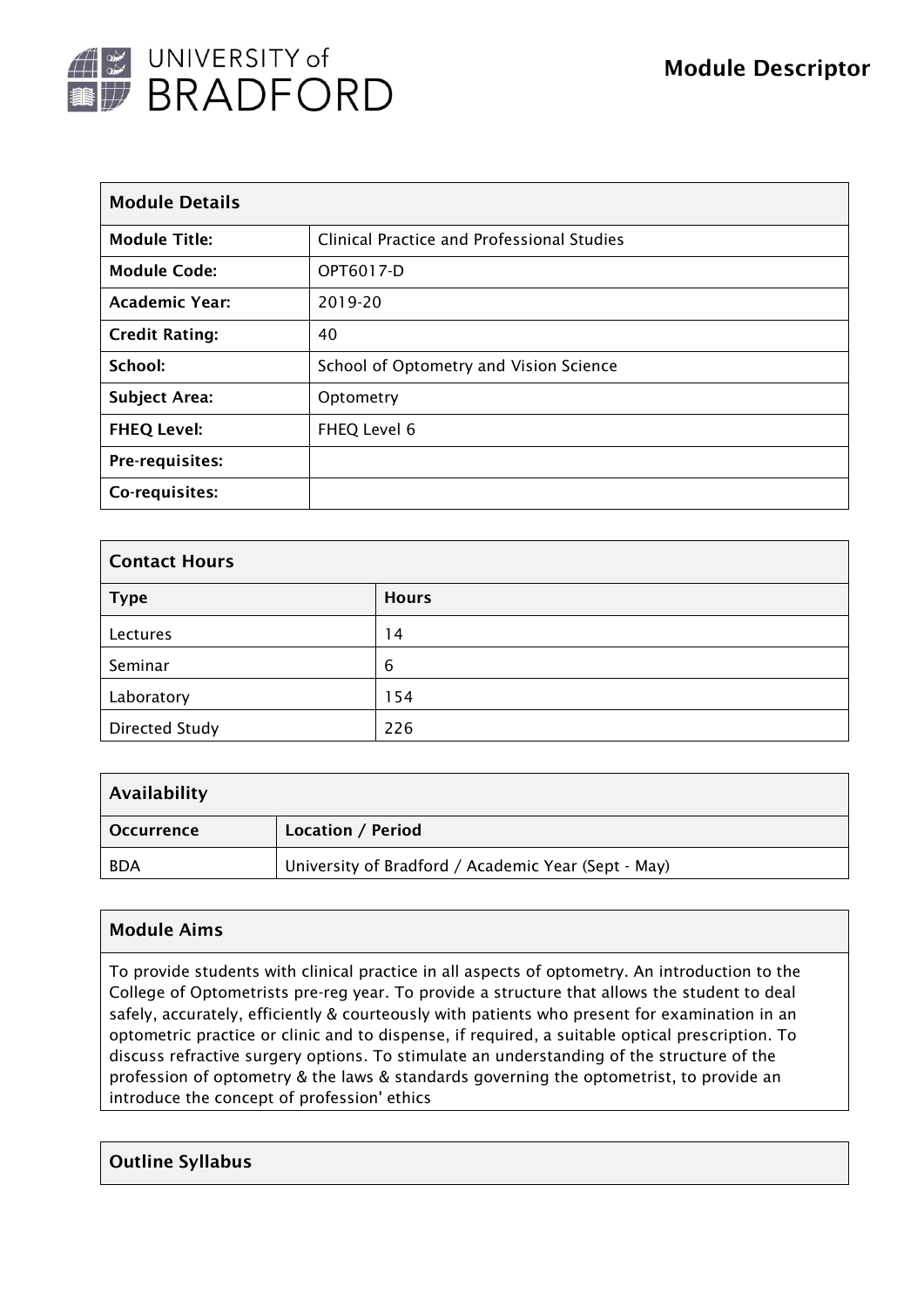# UNIVERSITY of BRADFORD

## Module Descriptor

| Module Details | |
|---|---|
| **Module Title:** | Clinical Practice and Professional Studies |
| **Module Code:** | OPT6017-D |
| **Academic Year:** | 2019-20 |
| **Credit Rating:** | 40 |
| **School:** | School of Optometry and Vision Science |
| **Subject Area:** | Optometry |
| **FHEQ Level:** | FHEQ Level 6 |
| **Pre-requisites:** | |
| **Co-requisites:** | |

| Contact Hours | |
|---|---|
| **Type** | **Hours** |
| Lectures | 14 |
| Seminar | 6 |
| Laboratory | 154 |
| Directed Study | 226 |

| Availability | |
|---|---|
| **Occurrence** | **Location / Period** |
| BDA | University of Bradford / Academic Year (Sept - May) |

### Module Aims

To provide students with clinical practice in all aspects of optometry. An introduction to the College of Optometrists pre-reg year. To provide a structure that allows the student to deal safely, accurately, efficiently & courteously with patients who present for examination in an optometric practice or clinic and to dispense, if required, a suitable optical prescription. To discuss refractive surgery options. To stimulate an understanding of the structure of the profession of optometry & the laws & standards governing the optometrist, to provide an introduce the concept of profession' ethics

### Outline Syllabus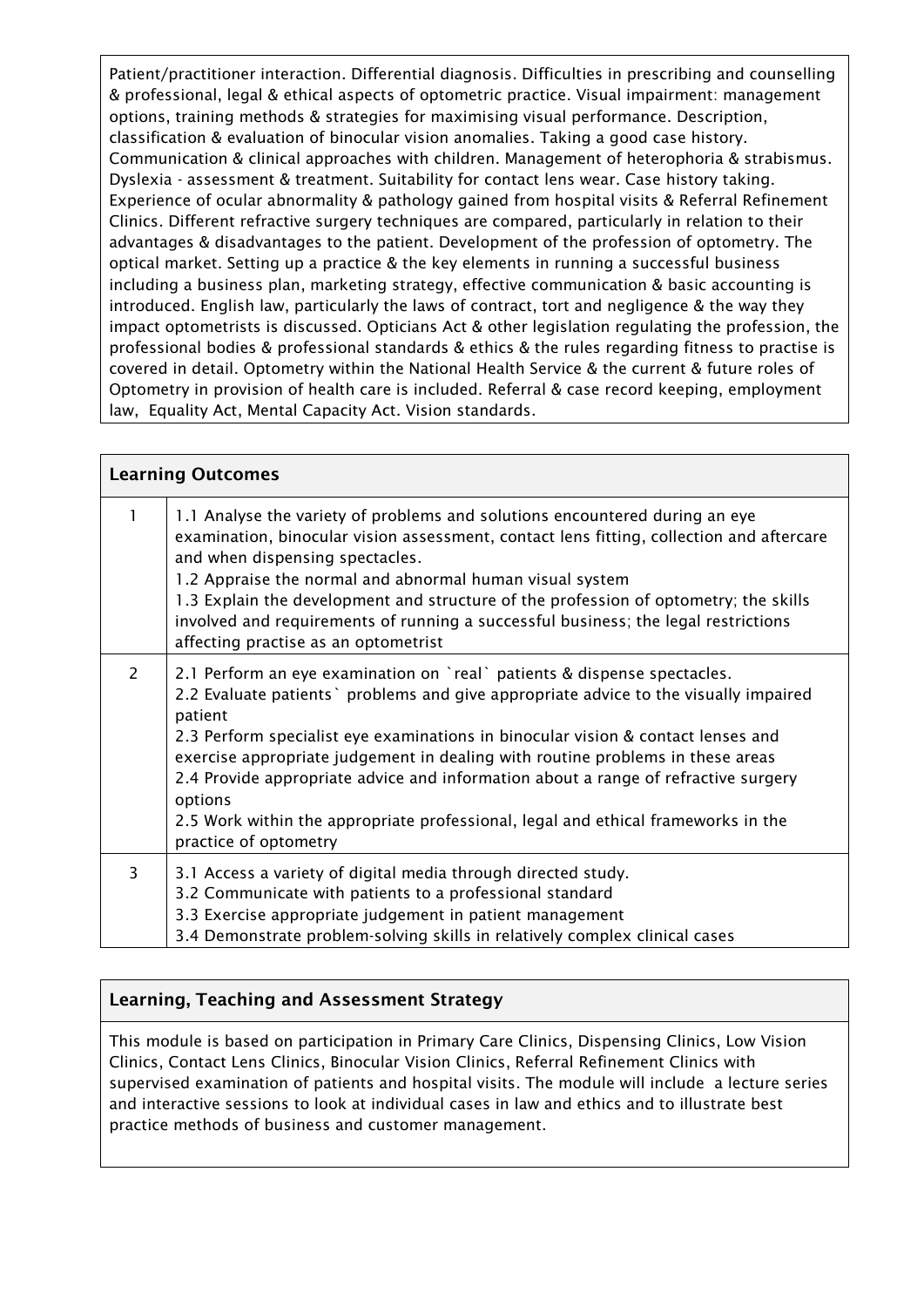Patient/practitioner interaction. Differential diagnosis. Difficulties in prescribing and counselling & professional, legal & ethical aspects of optometric practice. Visual impairment: management options, training methods & strategies for maximising visual performance. Description, classification & evaluation of binocular vision anomalies. Taking a good case history. Communication & clinical approaches with children. Management of heterophoria & strabismus. Dyslexia - assessment & treatment. Suitability for contact lens wear. Case history taking. Experience of ocular abnormality & pathology gained from hospital visits & Referral Refinement Clinics. Different refractive surgery techniques are compared, particularly in relation to their advantages & disadvantages to the patient. Development of the profession of optometry. The optical market. Setting up a practice & the key elements in running a successful business including a business plan, marketing strategy, effective communication & basic accounting is introduced. English law, particularly the laws of contract, tort and negligence & the way they impact optometrists is discussed. Opticians Act & other legislation regulating the profession, the professional bodies & professional standards & ethics & the rules regarding fitness to practise is covered in detail. Optometry within the National Health Service & the current & future roles of Optometry in provision of health care is included. Referral & case record keeping, employment law, Equality Act, Mental Capacity Act. Vision standards.

## Learning Outcomes

| | |
|---|---|
| 1 | 1.1 Analyse the variety of problems and solutions encountered during an eye examination, binocular vision assessment, contact lens fitting, collection and aftercare and when dispensing spectacles.<br>1.2 Appraise the normal and abnormal human visual system<br>1.3 Explain the development and structure of the profession of optometry; the skills involved and requirements of running a successful business; the legal restrictions affecting practise as an optometrist |
| 2 | 2.1 Perform an eye examination on `real` patients & dispense spectacles.<br>2.2 Evaluate patients` problems and give appropriate advice to the visually impaired patient<br>2.3 Perform specialist eye examinations in binocular vision & contact lenses and exercise appropriate judgement in dealing with routine problems in these areas<br>2.4 Provide appropriate advice and information about a range of refractive surgery options<br>2.5 Work within the appropriate professional, legal and ethical frameworks in the practice of optometry |
| 3 | 3.1 Access a variety of digital media through directed study.<br>3.2 Communicate with patients to a professional standard<br>3.3 Exercise appropriate judgement in patient management<br>3.4 Demonstrate problem-solving skills in relatively complex clinical cases |

## Learning, Teaching and Assessment Strategy

This module is based on participation in Primary Care Clinics, Dispensing Clinics, Low Vision Clinics, Contact Lens Clinics, Binocular Vision Clinics, Referral Refinement Clinics with supervised examination of patients and hospital visits. The module will include a lecture series and interactive sessions to look at individual cases in law and ethics and to illustrate best practice methods of business and customer management.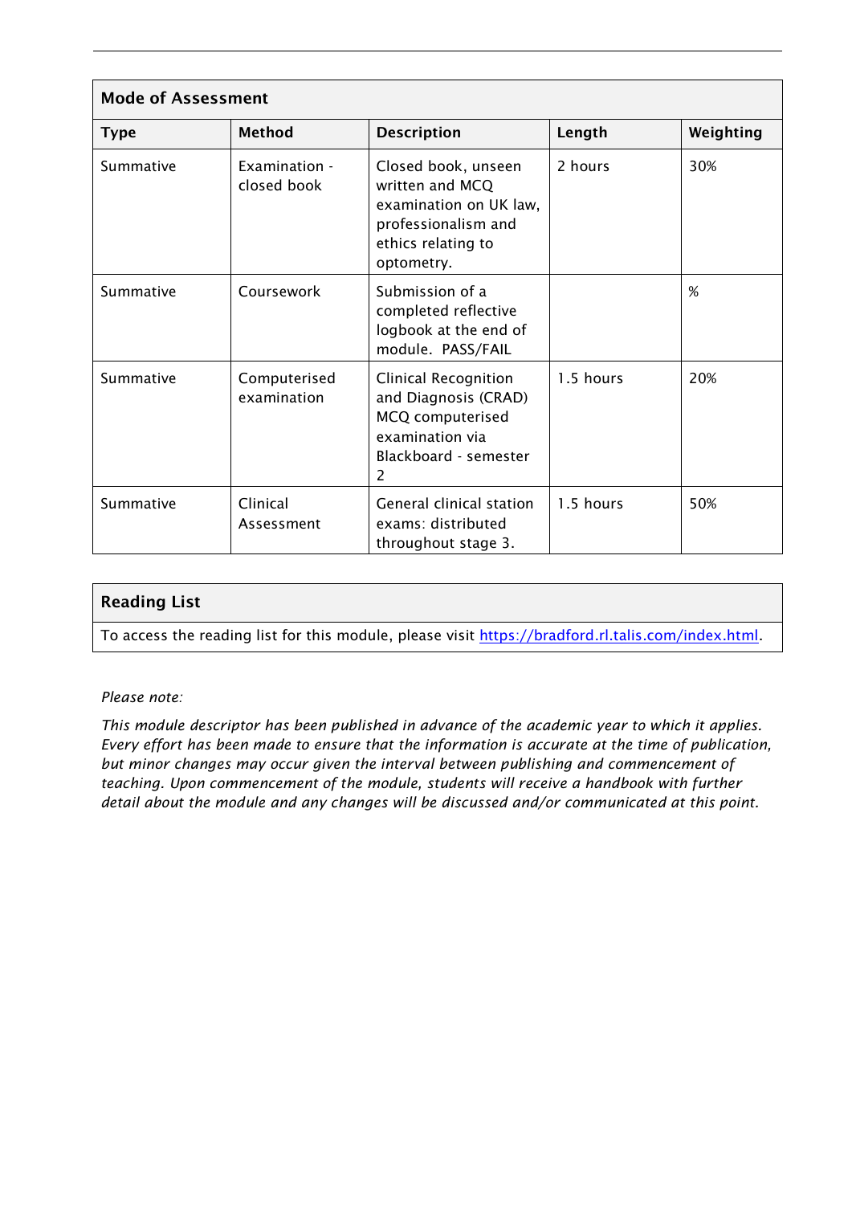## Mode of Assessment

| Type | Method | Description | Length | Weighting |
|---|---|---|---|---|
| Summative | Examination - closed book | Closed book, unseen written and MCQ examination on UK law, professionalism and ethics relating to optometry. | 2 hours | 30% |
| Summative | Coursework | Submission of a completed reflective logbook at the end of module. PASS/FAIL | | % |
| Summative | Computerised examination | Clinical Recognition and Diagnosis (CRAD) MCQ computerised examination via Blackboard - semester 2 | 1.5 hours | 20% |
| Summative | Clinical Assessment | General clinical station exams: distributed throughout stage 3. | 1.5 hours | 50% |

## Reading List

To access the reading list for this module, please visit [https://bradford.rl.talis.com/index.html](https://bradford.rl.talis.com/index.html).

*Please note:*

*This module descriptor has been published in advance of the academic year to which it applies. Every effort has been made to ensure that the information is accurate at the time of publication, but minor changes may occur given the interval between publishing and commencement of teaching. Upon commencement of the module, students will receive a handbook with further detail about the module and any changes will be discussed and/or communicated at this point.*